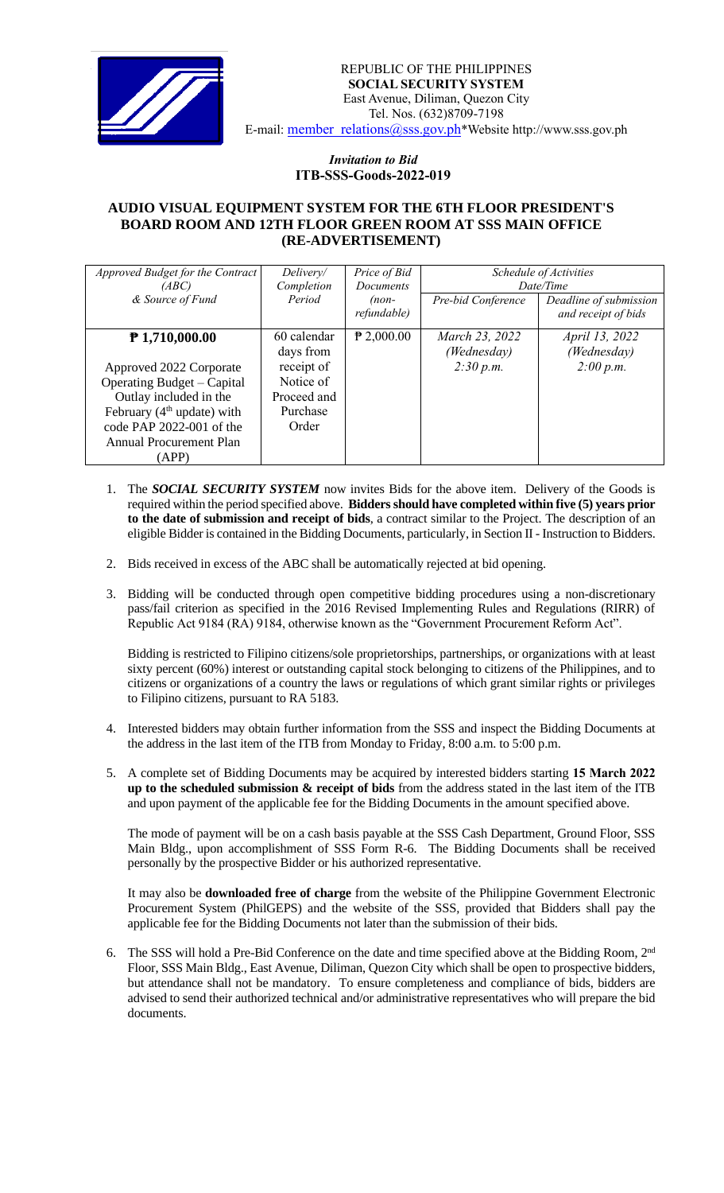REPUBLIC OF THE PHILIPPINES
**SOCIAL SECURITY SYSTEM**
East Avenue, Diliman, Quezon City
Tel. Nos. (632)8709-7198
E-mail: member_relations@sss.gov.ph*Website http://www.sss.gov.ph

*Invitation to Bid*
**ITB-SSS-Goods-2022-019**

## AUDIO VISUAL EQUIPMENT SYSTEM FOR THE 6TH FLOOR PRESIDENT'S BOARD ROOM AND 12TH FLOOR GREEN ROOM AT SSS MAIN OFFICE (RE-ADVERTISEMENT)

| *Approved Budget for the Contract (ABC) & Source of Fund* | *Delivery/ Completion Period* | *Price of Bid Documents (non-refundable)* | *Schedule of Activities Date/Time* | |
|---|---|---|---|---|
| | | | *Pre-bid Conference* | *Deadline of submission and receipt of bids* |
| **₱ 1,710,000.00**<br><br>Approved 2022 Corporate Operating Budget – Capital Outlay included in the February (4th update) with code PAP 2022-001 of the Annual Procurement Plan (APP) | 60 calendar days from receipt of Notice of Proceed and Purchase Order | ₱ 2,000.00 | *March 23, 2022 (Wednesday) 2:30 p.m.* | *April 13, 2022 (Wednesday) 2:00 p.m.* |

1. The ***SOCIAL SECURITY SYSTEM*** now invites Bids for the above item. Delivery of the Goods is required within the period specified above. **Bidders should have completed within five (5) years prior to the date of submission and receipt of bids**, a contract similar to the Project. The description of an eligible Bidder is contained in the Bidding Documents, particularly, in Section II - Instruction to Bidders.

2. Bids received in excess of the ABC shall be automatically rejected at bid opening.

3. Bidding will be conducted through open competitive bidding procedures using a non-discretionary pass/fail criterion as specified in the 2016 Revised Implementing Rules and Regulations (RIRR) of Republic Act 9184 (RA) 9184, otherwise known as the "Government Procurement Reform Act".

   Bidding is restricted to Filipino citizens/sole proprietorships, partnerships, or organizations with at least sixty percent (60%) interest or outstanding capital stock belonging to citizens of the Philippines, and to citizens or organizations of a country the laws or regulations of which grant similar rights or privileges to Filipino citizens, pursuant to RA 5183.

4. Interested bidders may obtain further information from the SSS and inspect the Bidding Documents at the address in the last item of the ITB from Monday to Friday, 8:00 a.m. to 5:00 p.m.

5. A complete set of Bidding Documents may be acquired by interested bidders starting **15 March 2022 up to the scheduled submission & receipt of bids** from the address stated in the last item of the ITB and upon payment of the applicable fee for the Bidding Documents in the amount specified above.

   The mode of payment will be on a cash basis payable at the SSS Cash Department, Ground Floor, SSS Main Bldg., upon accomplishment of SSS Form R-6. The Bidding Documents shall be received personally by the prospective Bidder or his authorized representative.

   It may also be **downloaded free of charge** from the website of the Philippine Government Electronic Procurement System (PhilGEPS) and the website of the SSS, provided that Bidders shall pay the applicable fee for the Bidding Documents not later than the submission of their bids.

6. The SSS will hold a Pre-Bid Conference on the date and time specified above at the Bidding Room, 2nd Floor, SSS Main Bldg., East Avenue, Diliman, Quezon City which shall be open to prospective bidders, but attendance shall not be mandatory. To ensure completeness and compliance of bids, bidders are advised to send their authorized technical and/or administrative representatives who will prepare the bid documents.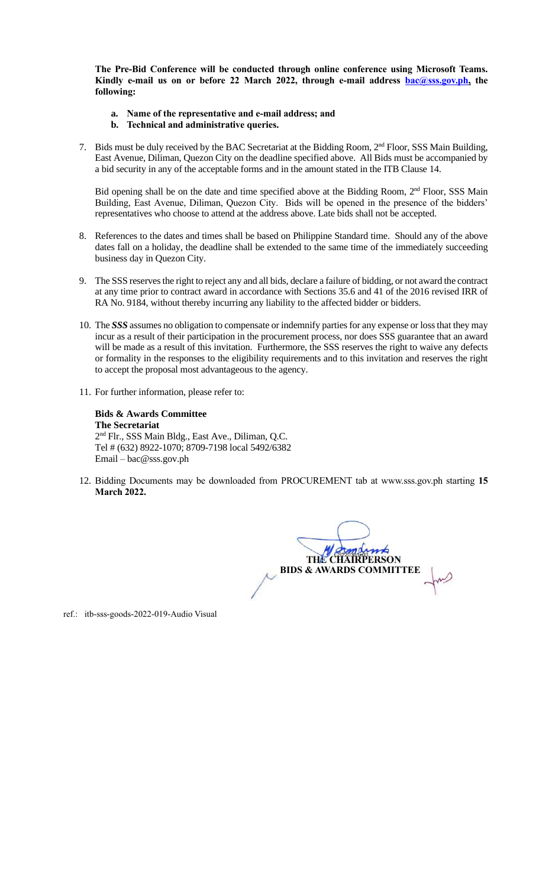**The Pre-Bid Conference will be conducted through online conference using Microsoft Teams. Kindly e-mail us on or before 22 March 2022, through e-mail address bac@sss.gov.ph, the following:**

- **a. Name of the representative and e-mail address; and**
- **b. Technical and administrative queries.**

7. Bids must be duly received by the BAC Secretariat at the Bidding Room, 2nd Floor, SSS Main Building, East Avenue, Diliman, Quezon City on the deadline specified above. All Bids must be accompanied by a bid security in any of the acceptable forms and in the amount stated in the ITB Clause 14.

   Bid opening shall be on the date and time specified above at the Bidding Room, 2nd Floor, SSS Main Building, East Avenue, Diliman, Quezon City. Bids will be opened in the presence of the bidders' representatives who choose to attend at the address above. Late bids shall not be accepted.

8. References to the dates and times shall be based on Philippine Standard time. Should any of the above dates fall on a holiday, the deadline shall be extended to the same time of the immediately succeeding business day in Quezon City.

9. The SSS reserves the right to reject any and all bids, declare a failure of bidding, or not award the contract at any time prior to contract award in accordance with Sections 35.6 and 41 of the 2016 revised IRR of RA No. 9184, without thereby incurring any liability to the affected bidder or bidders.

10. The ***SSS*** assumes no obligation to compensate or indemnify parties for any expense or loss that they may incur as a result of their participation in the procurement process, nor does SSS guarantee that an award will be made as a result of this invitation. Furthermore, the SSS reserves the right to waive any defects or formality in the responses to the eligibility requirements and to this invitation and reserves the right to accept the proposal most advantageous to the agency.

11. For further information, please refer to:

    **Bids & Awards Committee**
    **The Secretariat**
    2nd Flr., SSS Main Bldg., East Ave., Diliman, Q.C.
    Tel # (632) 8922-1070; 8709-7198 local 5492/6382
    Email – bac@sss.gov.ph

12. Bidding Documents may be downloaded from PROCUREMENT tab at www.sss.gov.ph starting **15 March 2022.**

**THE CHAIRPERSON**
**BIDS & AWARDS COMMITTEE**

ref.: itb-sss-goods-2022-019-Audio Visual